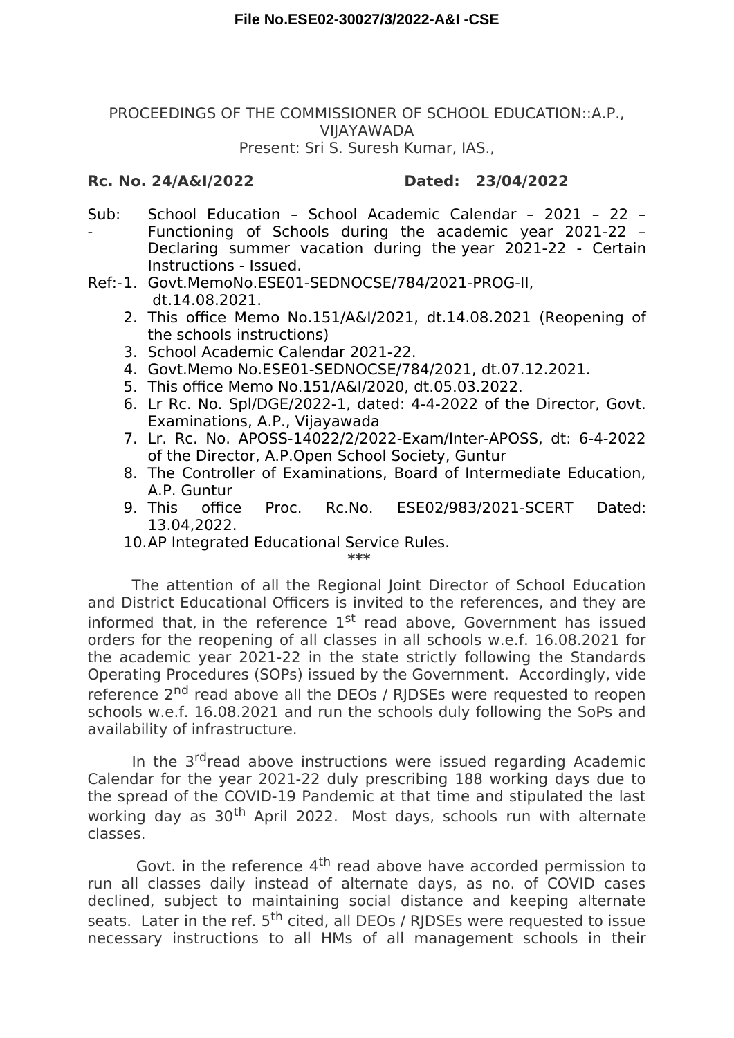**File No.ESE02-30027/3/2022-A&I -CSE**

PROCEEDINGS OF THE COMMISSIONER OF SCHOOL EDUCATION::A.P., VIJAYAWADA
Present: Sri S. Suresh Kumar, IAS.,

**Rc. No. 24/A&I/2022** **Dated: 23/04/2022**

Sub:- School Education – School Academic Calendar – 2021 – 22 – Functioning of Schools during the academic year 2021-22 – Declaring summer vacation during the year 2021-22 - Certain Instructions - Issued.

Ref:-
1. Govt.MemoNo.ESE01-SEDNOCSE/784/2021-PROG-II, dt.14.08.2021.
2. This office Memo No.151/A&I/2021, dt.14.08.2021 (Reopening of the schools instructions)
3. School Academic Calendar 2021-22.
4. Govt.Memo No.ESE01-SEDNOCSE/784/2021, dt.07.12.2021.
5. This office Memo No.151/A&I/2020, dt.05.03.2022.
6. Lr Rc. No. Spl/DGE/2022-1, dated: 4-4-2022 of the Director, Govt. Examinations, A.P., Vijayawada
7. Lr. Rc. No. APOSS-14022/2/2022-Exam/Inter-APOSS, dt: 6-4-2022 of the Director, A.P.Open School Society, Guntur
8. The Controller of Examinations, Board of Intermediate Education, A.P. Guntur
9. This office Proc. Rc.No. ESE02/983/2021-SCERT Dated: 13.04,2022.
10. AP Integrated Educational Service Rules.

***

The attention of all the Regional Joint Director of School Education and District Educational Officers is invited to the references, and they are informed that, in the reference 1st read above, Government has issued orders for the reopening of all classes in all schools w.e.f. 16.08.2021 for the academic year 2021-22 in the state strictly following the Standards Operating Procedures (SOPs) issued by the Government. Accordingly, vide reference 2nd read above all the DEOs / RJDSEs were requested to reopen schools w.e.f. 16.08.2021 and run the schools duly following the SoPs and availability of infrastructure.

In the 3rd read above instructions were issued regarding Academic Calendar for the year 2021-22 duly prescribing 188 working days due to the spread of the COVID-19 Pandemic at that time and stipulated the last working day as 30th April 2022. Most days, schools run with alternate classes.

Govt. in the reference 4th read above have accorded permission to run all classes daily instead of alternate days, as no. of COVID cases declined, subject to maintaining social distance and keeping alternate seats. Later in the ref. 5th cited, all DEOs / RJDSEs were requested to issue necessary instructions to all HMs of all management schools in their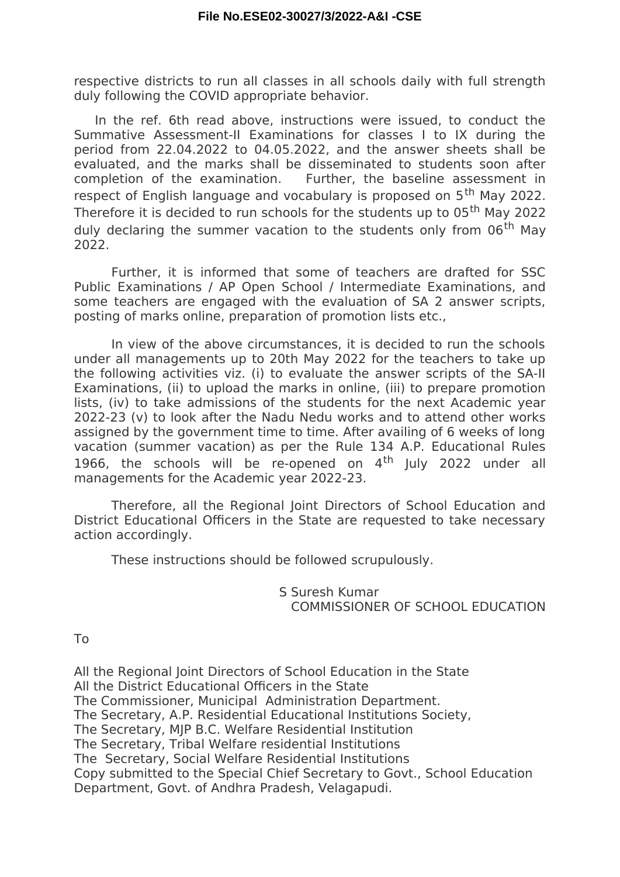respective districts to run all classes in all schools daily with full strength duly following the COVID appropriate behavior.

In the ref. 6th read above, instructions were issued, to conduct the Summative Assessment-II Examinations for classes I to IX during the period from 22.04.2022 to 04.05.2022, and the answer sheets shall be evaluated, and the marks shall be disseminated to students soon after completion of the examination. Further, the baseline assessment in respect of English language and vocabulary is proposed on 5th May 2022. Therefore it is decided to run schools for the students up to 05th May 2022 duly declaring the summer vacation to the students only from 06th May 2022.

Further, it is informed that some of teachers are drafted for SSC Public Examinations / AP Open School / Intermediate Examinations, and some teachers are engaged with the evaluation of SA 2 answer scripts, posting of marks online, preparation of promotion lists etc.,

In view of the above circumstances, it is decided to run the schools under all managements up to 20th May 2022 for the teachers to take up the following activities viz. (i) to evaluate the answer scripts of the SA-II Examinations, (ii) to upload the marks in online, (iii) to prepare promotion lists, (iv) to take admissions of the students for the next Academic year 2022-23 (v) to look after the Nadu Nedu works and to attend other works assigned by the government time to time. After availing of 6 weeks of long vacation (summer vacation) as per the Rule 134 A.P. Educational Rules 1966, the schools will be re-opened on 4th July 2022 under all managements for the Academic year 2022-23.

Therefore, all the Regional Joint Directors of School Education and District Educational Officers in the State are requested to take necessary action accordingly.

These instructions should be followed scrupulously.

S Suresh Kumar
COMMISSIONER OF SCHOOL EDUCATION

To

All the Regional Joint Directors of School Education in the State
All the District Educational Officers in the State
The Commissioner, Municipal Administration Department.
The Secretary, A.P. Residential Educational Institutions Society,
The Secretary, MJP B.C. Welfare Residential Institution
The Secretary, Tribal Welfare residential Institutions
The Secretary, Social Welfare Residential Institutions
Copy submitted to the Special Chief Secretary to Govt., School Education Department, Govt. of Andhra Pradesh, Velagapudi.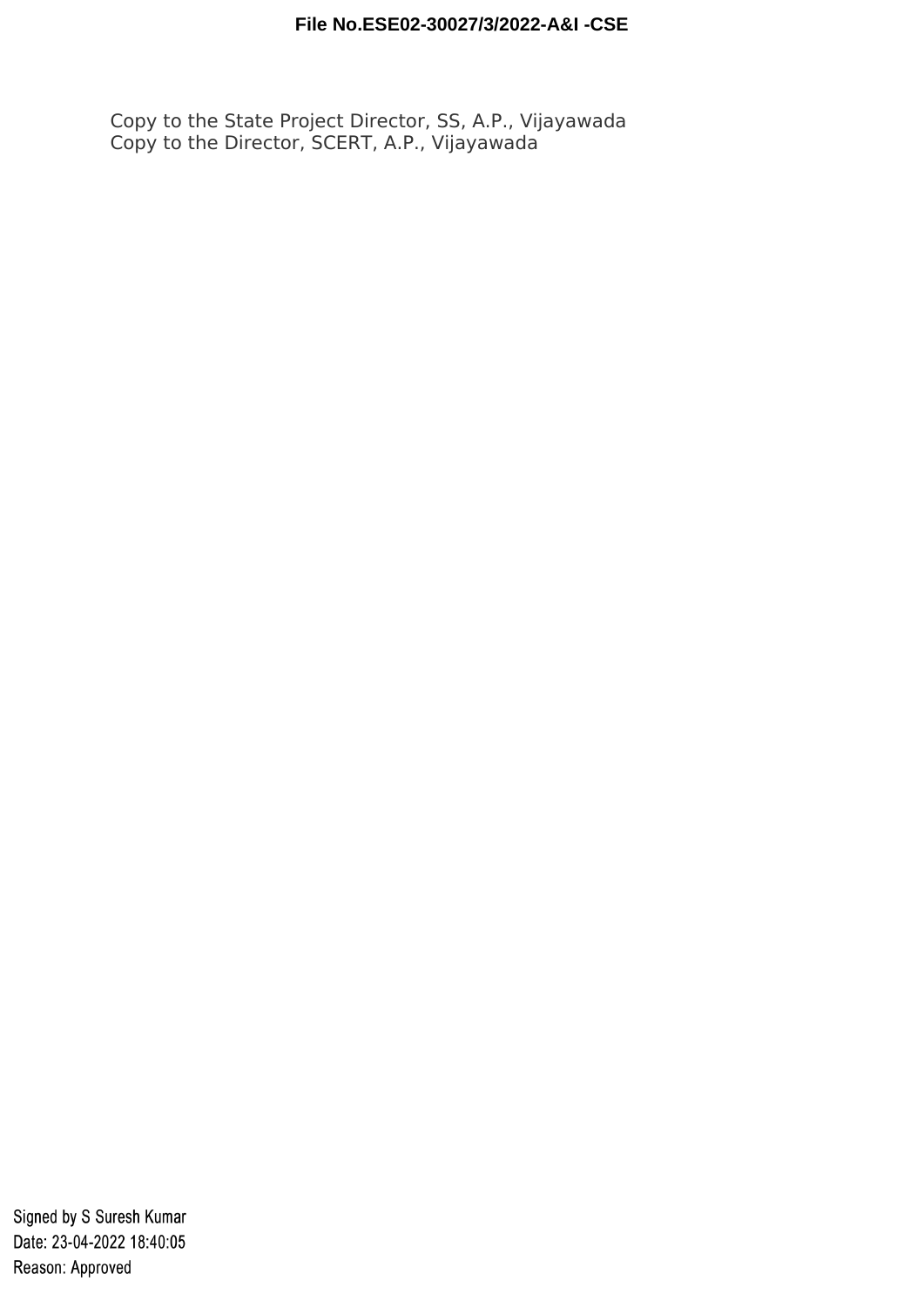Copy to the State Project Director, SS, A.P., Vijayawada
Copy to the Director, SCERT, A.P., Vijayawada

Signed by S Suresh Kumar
Date: 23-04-2022 18:40:05
Reason: Approved